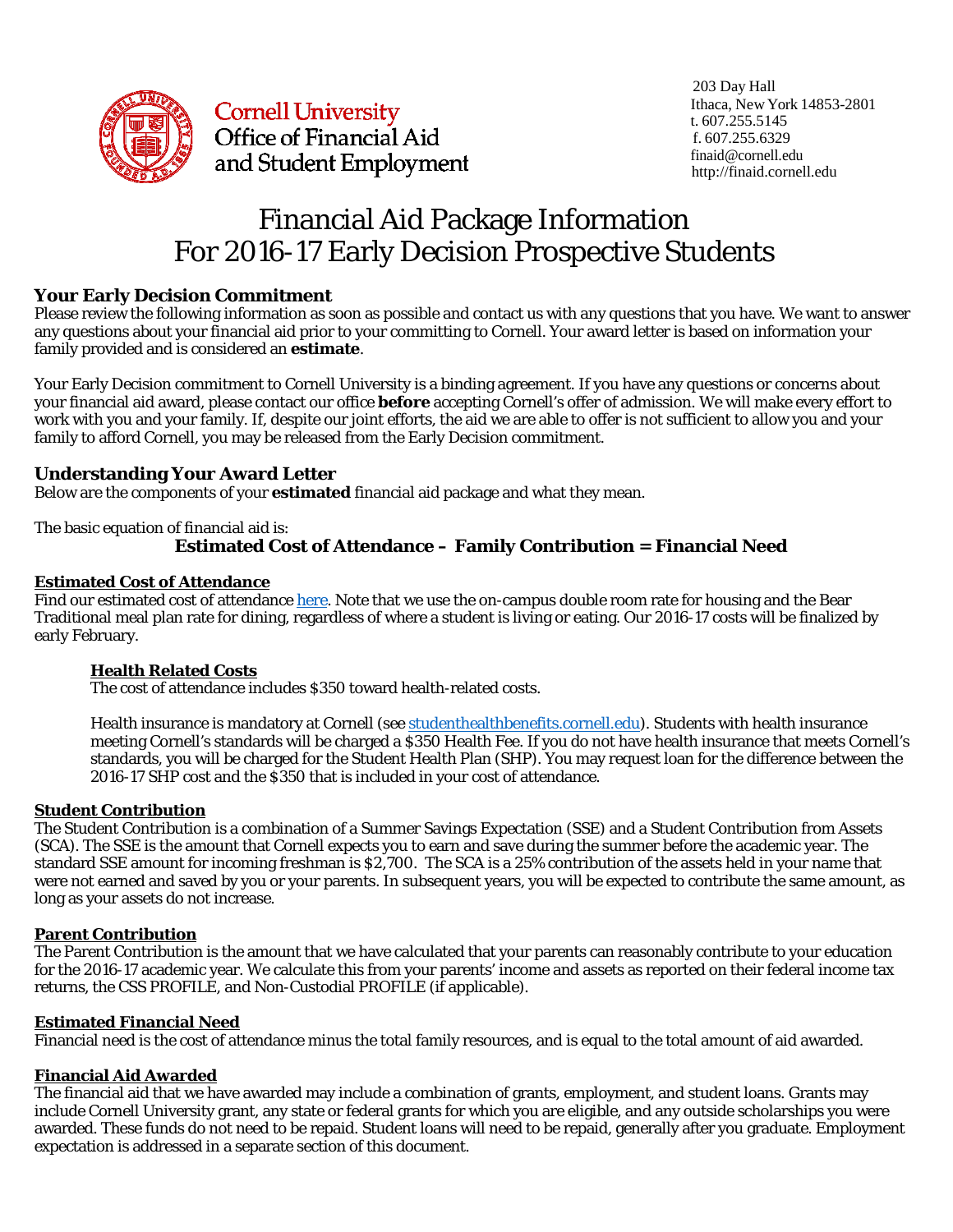**Cornell University**
**Office of Financial Aid and Student Employment**

203 Day Hall
Ithaca, New York 14853-2801
t. 607.255.5145
f. 607.255.6329
finaid@cornell.edu
http://finaid.cornell.edu

# Financial Aid Package Information For 2016-17 Early Decision Prospective Students

## Your Early Decision Commitment

Please review the following information as soon as possible and contact us with any questions that you have. We want to answer any questions about your financial aid prior to your committing to Cornell. Your award letter is based on information your family provided and is considered an **estimate**.

Your Early Decision commitment to Cornell University is a binding agreement. If you have any questions or concerns about your financial aid award, please contact our office **before** accepting Cornell's offer of admission. We will make every effort to work with you and your family. If, despite our joint efforts, the aid we are able to offer is not sufficient to allow you and your family to afford Cornell, you may be released from the Early Decision commitment.

## Understanding Your Award Letter

Below are the components of your **estimated** financial aid package and what they mean.

The basic equation of financial aid is:

**Estimated Cost of Attendance – Family Contribution = Financial Need**

### Estimated Cost of Attendance

Find our estimated cost of attendance here. Note that we use the on-campus double room rate for housing and the Bear Traditional meal plan rate for dining, regardless of where a student is living or eating. Our 2016-17 costs will be finalized by early February.

#### Health Related Costs

The cost of attendance includes $350 toward health-related costs.

Health insurance is mandatory at Cornell (see studenthealthbenefits.cornell.edu). Students with health insurance meeting Cornell's standards will be charged a $350 Health Fee. If you do not have health insurance that meets Cornell's standards, you will be charged for the Student Health Plan (SHP). You may request loan for the difference between the 2016-17 SHP cost and the $350 that is included in your cost of attendance.

### Student Contribution

The Student Contribution is a combination of a Summer Savings Expectation (SSE) and a Student Contribution from Assets (SCA). The SSE is the amount that Cornell expects you to earn and save during the summer before the academic year. The standard SSE amount for incoming freshman is $2,700. The SCA is a 25% contribution of the assets held in your name that were not earned and saved by you or your parents. In subsequent years, you will be expected to contribute the same amount, as long as your assets do not increase.

### Parent Contribution

The Parent Contribution is the amount that we have calculated that your parents can reasonably contribute to your education for the 2016-17 academic year. We calculate this from your parents' income and assets as reported on their federal income tax returns, the CSS PROFILE, and Non-Custodial PROFILE (if applicable).

### Estimated Financial Need

Financial need is the cost of attendance minus the total family resources, and is equal to the total amount of aid awarded.

### Financial Aid Awarded

The financial aid that we have awarded may include a combination of grants, employment, and student loans. Grants may include Cornell University grant, any state or federal grants for which you are eligible, and any outside scholarships you were awarded. These funds do not need to be repaid. Student loans will need to be repaid, generally after you graduate. Employment expectation is addressed in a separate section of this document.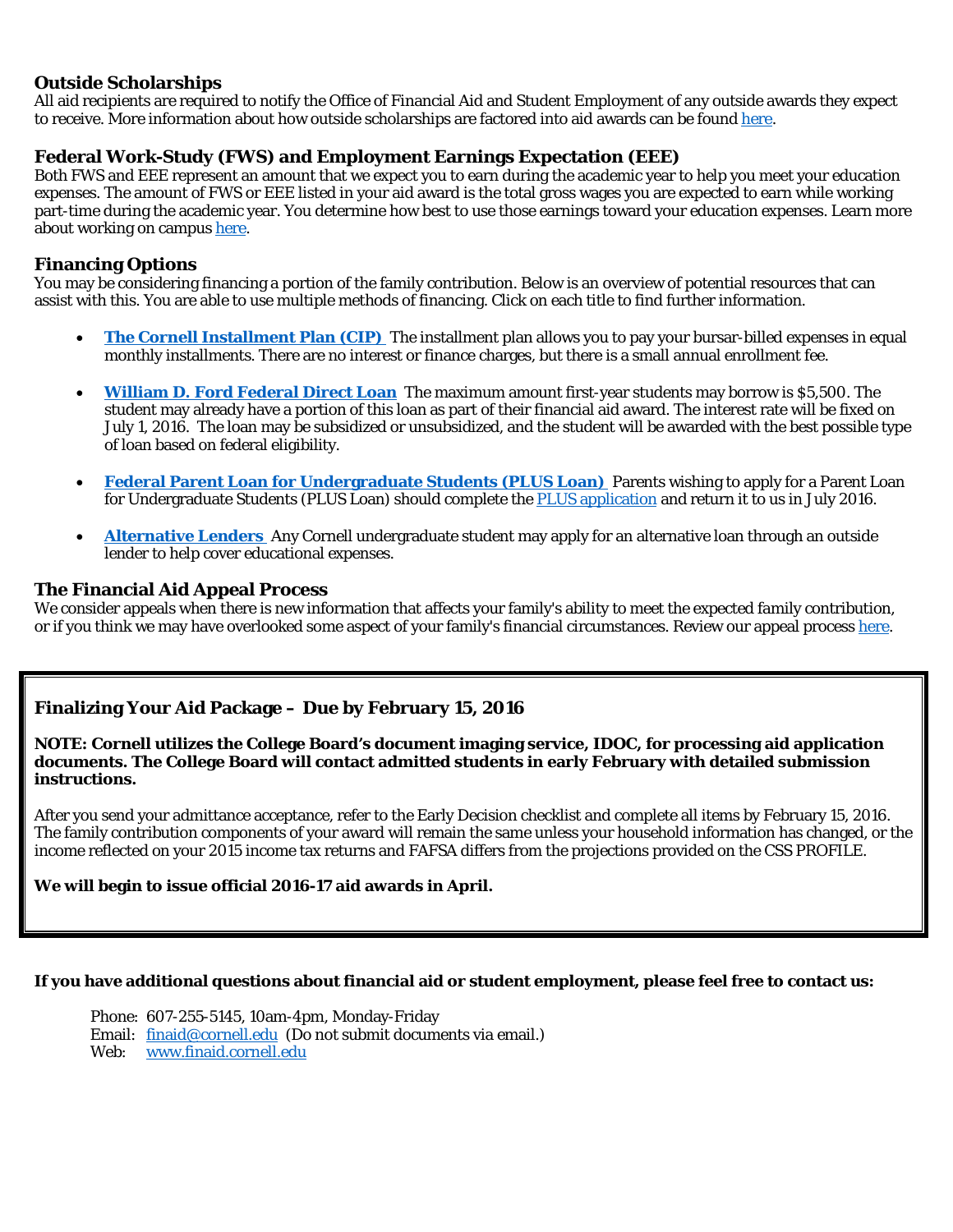## Outside Scholarships

All aid recipients are required to notify the Office of Financial Aid and Student Employment of any outside awards they expect to receive. More information about how outside scholarships are factored into aid awards can be found here.

## Federal Work-Study (FWS) and Employment Earnings Expectation (EEE)

Both FWS and EEE represent an amount that we expect you to earn during the academic year to help you meet your education expenses. The amount of FWS or EEE listed in your aid award is the total gross wages you are expected to earn while working part-time during the academic year. You determine how best to use those earnings toward your education expenses. Learn more about working on campus here.

## Financing Options

You may be considering financing a portion of the family contribution. Below is an overview of potential resources that can assist with this. You are able to use multiple methods of financing. Click on each title to find further information.

- **The Cornell Installment Plan (CIP)** The installment plan allows you to pay your bursar-billed expenses in equal monthly installments. There are no interest or finance charges, but there is a small annual enrollment fee.

- **William D. Ford Federal Direct Loan** The maximum amount first-year students may borrow is $5,500. The student may already have a portion of this loan as part of their financial aid award. The interest rate will be fixed on July 1, 2016. The loan may be subsidized or unsubsidized, and the student will be awarded with the best possible type of loan based on federal eligibility.

- **Federal Parent Loan for Undergraduate Students (PLUS Loan)** Parents wishing to apply for a Parent Loan for Undergraduate Students (PLUS Loan) should complete the PLUS application and return it to us in July 2016.

- **Alternative Lenders** Any Cornell undergraduate student may apply for an alternative loan through an outside lender to help cover educational expenses.

## The Financial Aid Appeal Process

We consider appeals when there is new information that affects your family's ability to meet the expected family contribution, or if you think we may have overlooked some aspect of your family's financial circumstances. Review our appeal process here.

## Finalizing Your Aid Package – Due by February 15, 2016

**NOTE: Cornell utilizes the College Board's document imaging service, IDOC, for processing aid application documents. The College Board will contact admitted students in early February with detailed submission instructions.**

After you send your admittance acceptance, refer to the Early Decision checklist and complete all items by February 15, 2016. The family contribution components of your award will remain the same unless your household information has changed, or the income reflected on your 2015 income tax returns and FAFSA differs from the projections provided on the CSS PROFILE.

**We will begin to issue official 2016-17 aid awards in April.**

**If you have additional questions about financial aid or student employment, please feel free to contact us:**

Phone: 607-255-5145, 10am-4pm, Monday-Friday
Email: finaid@cornell.edu (Do not submit documents via email.)
Web: www.finaid.cornell.edu